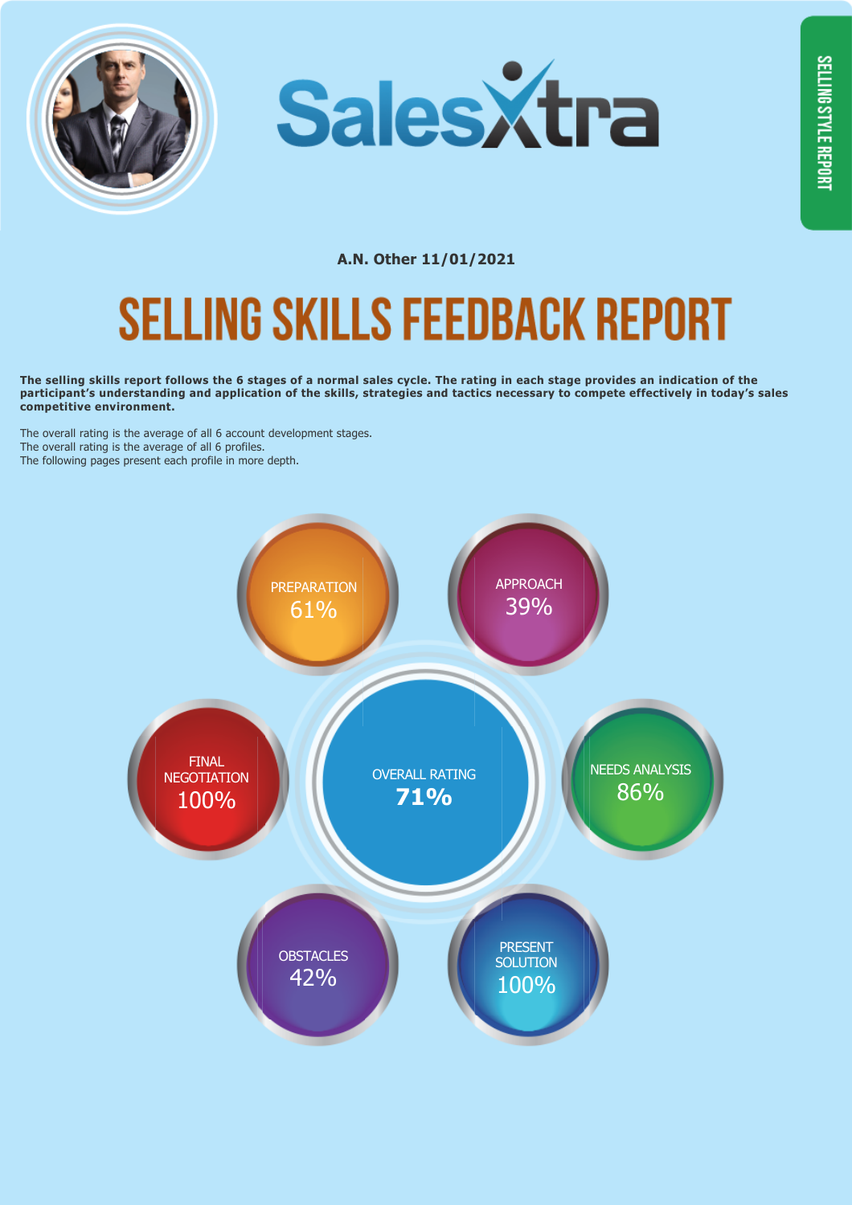SalesXtra

SELLING STYLE REPORT

A.N. Other 11/01/2021

# SELLING SKILLS FEEDBACK REPORT

**The selling skills report follows the 6 stages of a normal sales cycle. The rating in each stage provides an indication of the participant's understanding and application of the skills, strategies and tactics necessary to compete effectively in today's sales competitive environment.**

The overall rating is the average of all 6 account development stages.
The overall rating is the average of all 6 profiles.
The following pages present each profile in more depth.

PREPARATION 61%

APPROACH 39%

FINAL NEGOTIATION 100%

OVERALL RATING **71%**

NEEDS ANALYSIS 86%

OBSTACLES 42%

PRESENT SOLUTION 100%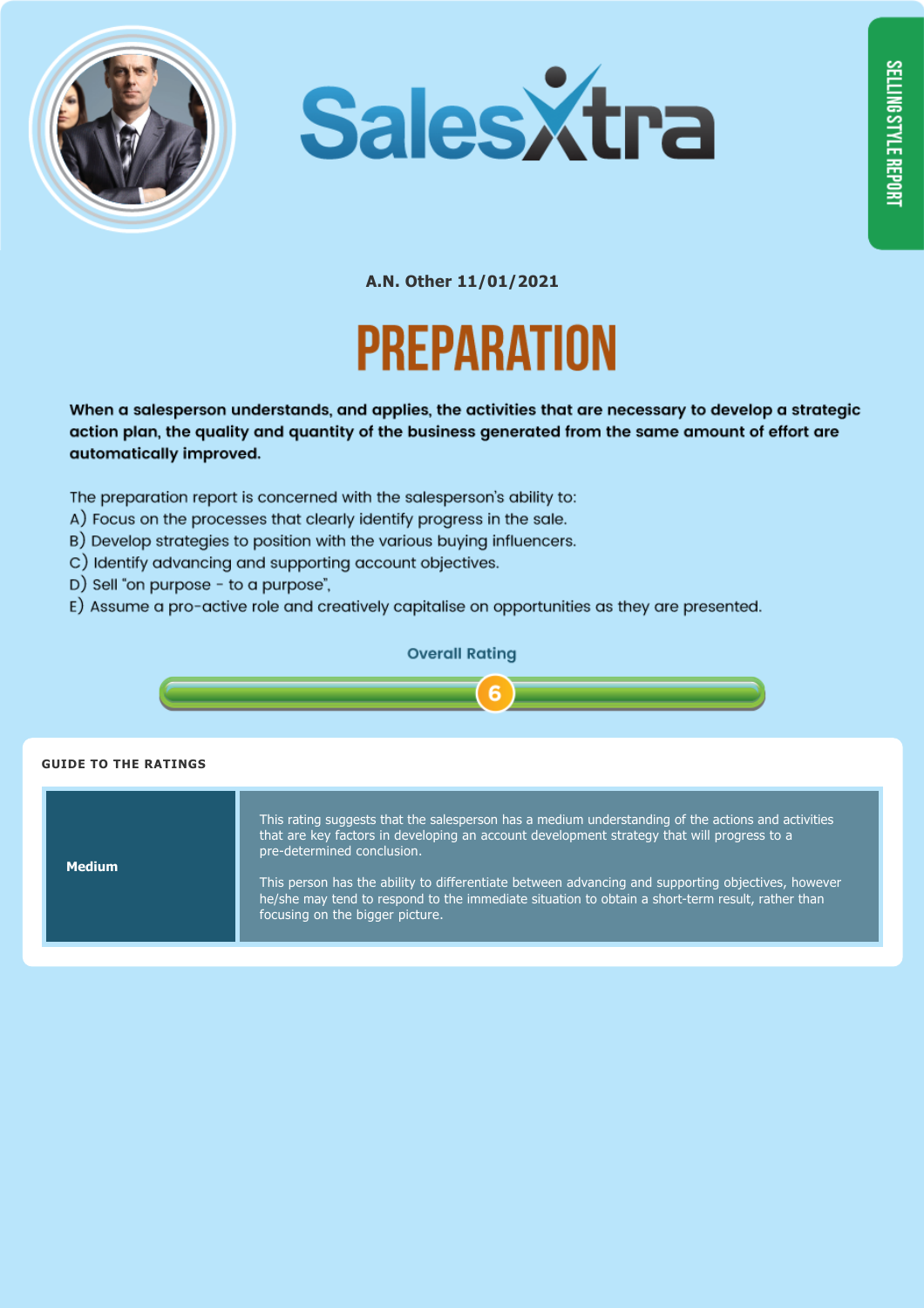A.N. Other 11/01/2021

# PREPARATION

**When a salesperson understands, and applies, the activities that are necessary to develop a strategic action plan, the quality and quantity of the business generated from the same amount of effort are automatically improved.**

The preparation report is concerned with the salesperson's ability to:

A) Focus on the processes that clearly identify progress in the sale.
B) Develop strategies to position with the various buying influencers.
C) Identify advancing and supporting account objectives.
D) Sell "on purpose - to a purpose",
E) Assume a pro-active role and creatively capitalise on opportunities as they are presented.

**Overall Rating**

6

## GUIDE TO THE RATINGS

| | |
|---|---|
| **Medium** | This rating suggests that the salesperson has a medium understanding of the actions and activities that are key factors in developing an account development strategy that will progress to a pre-determined conclusion.<br><br>This person has the ability to differentiate between advancing and supporting objectives, however he/she may tend to respond to the immediate situation to obtain a short-term result, rather than focusing on the bigger picture. |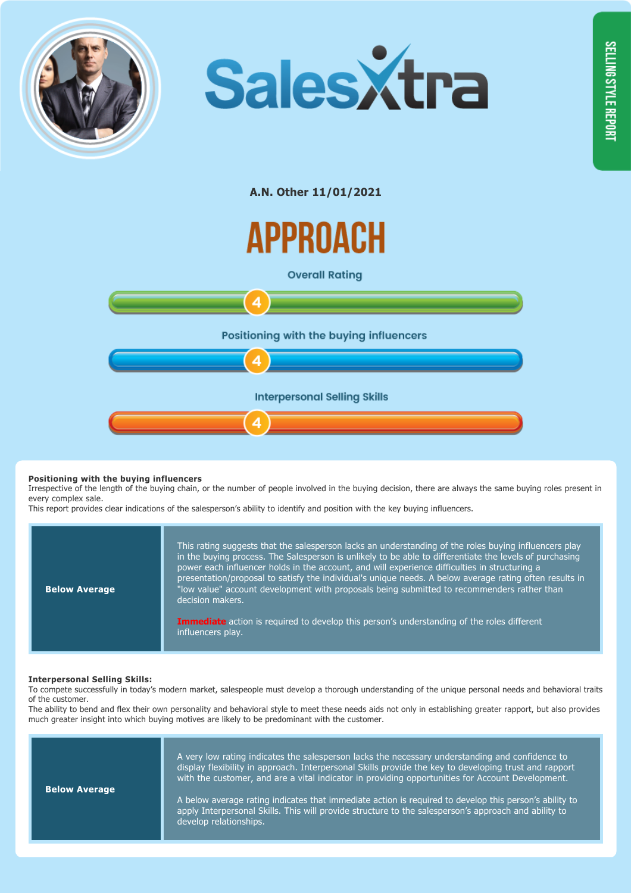SalesXtra

SELLING STYLE REPORT

**A.N. Other 11/01/2021**

# APPROACH

Overall Rating

4

Positioning with the buying influencers

4

Interpersonal Selling Skills

4

**Positioning with the buying influencers**

Irrespective of the length of the buying chain, or the number of people involved in the buying decision, there are always the same buying roles present in every complex sale.

This report provides clear indications of the salesperson's ability to identify and position with the key buying influencers.

| | |
|---|---|
| **Below Average** | This rating suggests that the salesperson lacks an understanding of the roles buying influencers play in the buying process. The Salesperson is unlikely to be able to differentiate the levels of purchasing power each influencer holds in the account, and will experience difficulties in structuring a presentation/proposal to satisfy the individual's unique needs. A below average rating often results in "low value" account development with proposals being submitted to recommenders rather than decision makers.<br><br>**Immediate** action is required to develop this person's understanding of the roles different influencers play. |

**Interpersonal Selling Skills:**

To compete successfully in today's modern market, salespeople must develop a thorough understanding of the unique personal needs and behavioral traits of the customer.

The ability to bend and flex their own personality and behavioral style to meet these needs aids not only in establishing greater rapport, but also provides much greater insight into which buying motives are likely to be predominant with the customer.

| | |
|---|---|
| **Below Average** | A very low rating indicates the salesperson lacks the necessary understanding and confidence to display flexibility in approach. Interpersonal Skills provide the key to developing trust and rapport with the customer, and are a vital indicator in providing opportunities for Account Development.<br><br>A below average rating indicates that immediate action is required to develop this person's ability to apply Interpersonal Skills. This will provide structure to the salesperson's approach and ability to develop relationships. |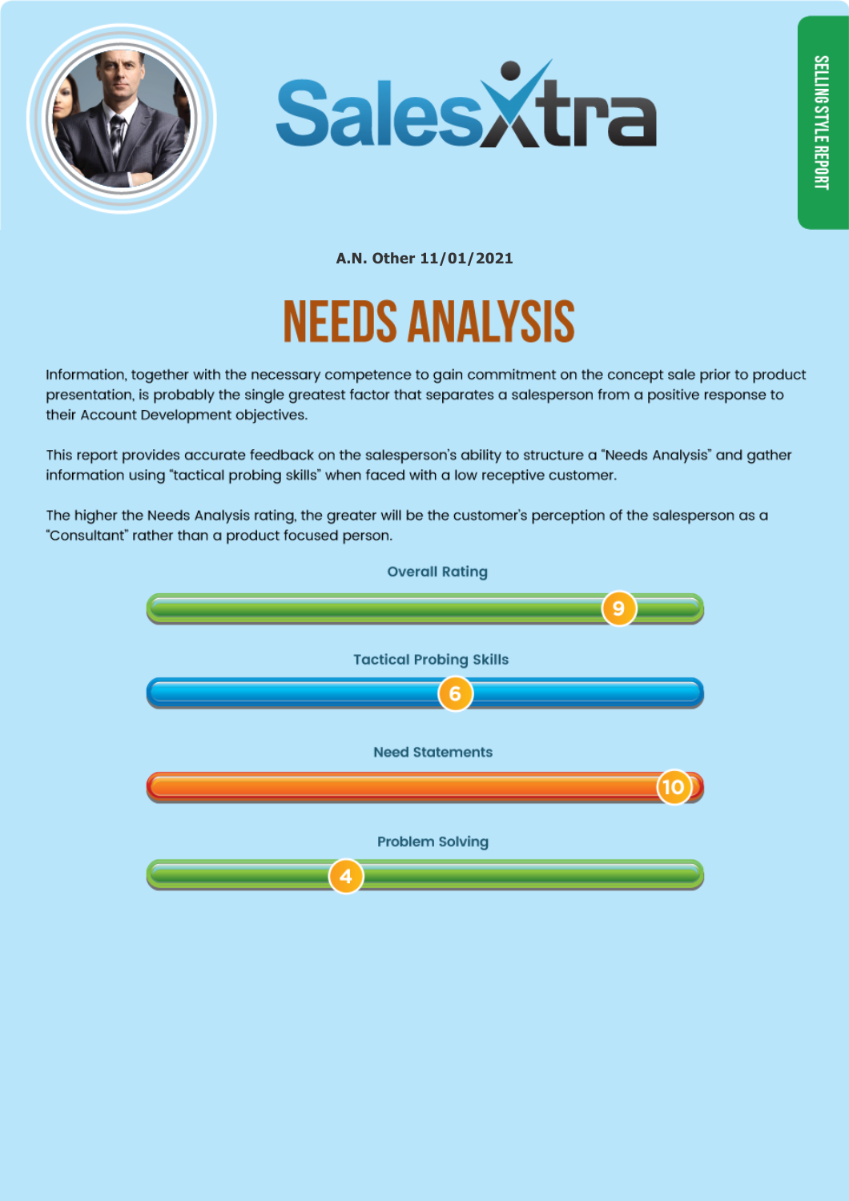SalesXtra

SELLING STYLE REPORT

A.N. Other 11/01/2021

# NEEDS ANALYSIS

Information, together with the necessary competence to gain commitment on the concept sale prior to product presentation, is probably the single greatest factor that separates a salesperson from a positive response to their Account Development objectives.

This report provides accurate feedback on the salesperson's ability to structure a "Needs Analysis" and gather information using "tactical probing skills" when faced with a low receptive customer.

The higher the Needs Analysis rating, the greater will be the customer's perception of the salesperson as a "Consultant" rather than a product focused person.

Overall Rating

9

Tactical Probing Skills

6

Need Statements

10

Problem Solving

4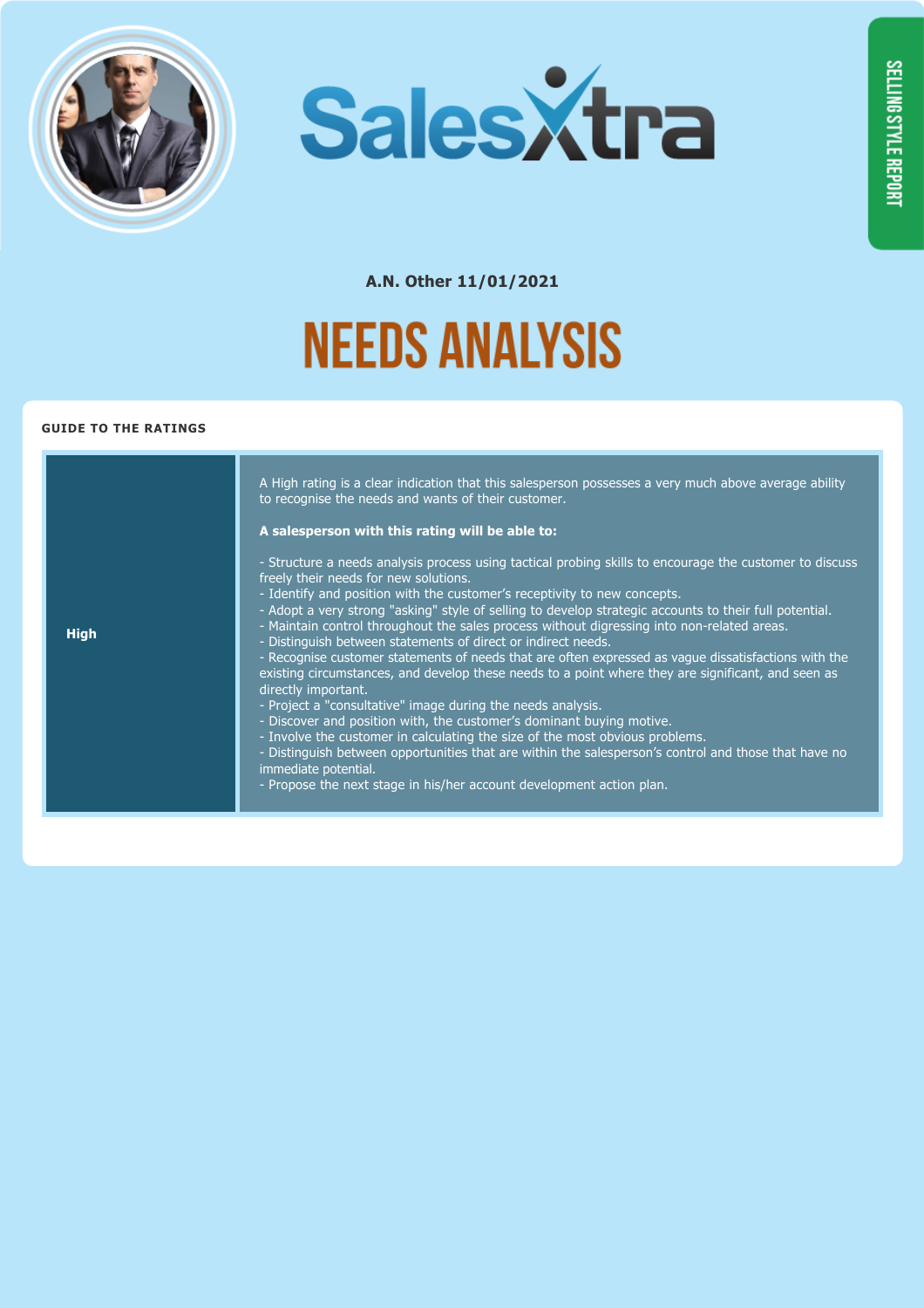SalesXtra

SELLING STYLE REPORT

A.N. Other 11/01/2021

# NEEDS ANALYSIS

### GUIDE TO THE RATINGS

| | |
|---|---|
| **High** | A High rating is a clear indication that this salesperson possesses a very much above average ability to recognise the needs and wants of their customer.<br><br>**A salesperson with this rating will be able to:**<br><br>- Structure a needs analysis process using tactical probing skills to encourage the customer to discuss freely their needs for new solutions.<br>- Identify and position with the customer's receptivity to new concepts.<br>- Adopt a very strong "asking" style of selling to develop strategic accounts to their full potential.<br>- Maintain control throughout the sales process without digressing into non-related areas.<br>- Distinguish between statements of direct or indirect needs.<br>- Recognise customer statements of needs that are often expressed as vague dissatisfactions with the existing circumstances, and develop these needs to a point where they are significant, and seen as directly important.<br>- Project a "consultative" image during the needs analysis.<br>- Discover and position with, the customer's dominant buying motive.<br>- Involve the customer in calculating the size of the most obvious problems.<br>- Distinguish between opportunities that are within the salesperson's control and those that have no immediate potential.<br>- Propose the next stage in his/her account development action plan. |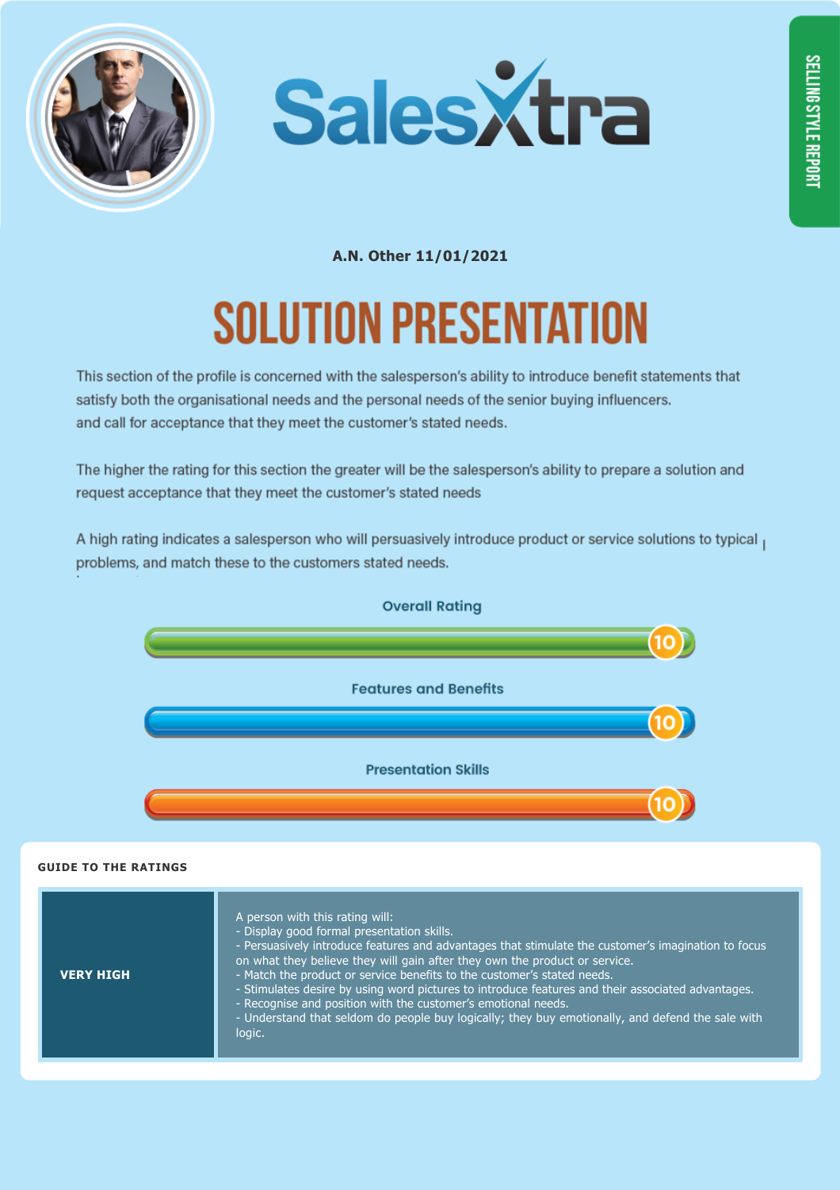SalesXtra

SELLING STYLE REPORT

**A.N. Other 11/01/2021**

# SOLUTION PRESENTATION

This section of the profile is concerned with the salesperson's ability to introduce benefit statements that satisfy both the organisational needs and the personal needs of the senior buying influencers. and call for acceptance that they meet the customer's stated needs.

The higher the rating for this section the greater will be the salesperson's ability to prepare a solution and request acceptance that they meet the customer's stated needs

A high rating indicates a salesperson who will persuasively introduce product or service solutions to typical problems, and match these to the customers stated needs.

**Overall Rating**: 10

**Features and Benefits**: 10

**Presentation Skills**: 10

**GUIDE TO THE RATINGS**

| | |
|---|---|
| **VERY HIGH** | A person with this rating will:<br>- Display good formal presentation skills.<br>- Persuasively introduce features and advantages that stimulate the customer's imagination to focus on what they believe they will gain after they own the product or service.<br>- Match the product or service benefits to the customer's stated needs.<br>- Stimulates desire by using word pictures to introduce features and their associated advantages.<br>- Recognise and position with the customer's emotional needs.<br>- Understand that seldom do people buy logically; they buy emotionally, and defend the sale with logic. |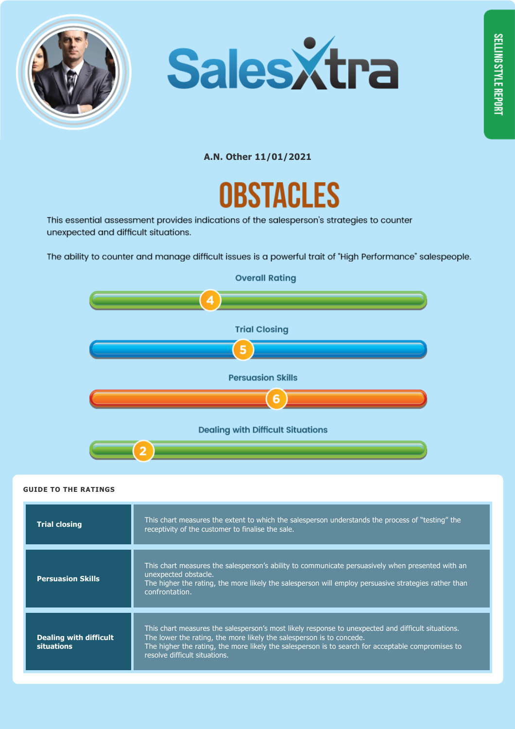SalesXtra

SELLING STYLE REPORT

**A.N. Other 11/01/2021**

# OBSTACLES

This essential assessment provides indications of the salesperson's strategies to counter unexpected and difficult situations.

The ability to counter and manage difficult issues is a powerful trait of "High Performance" salespeople.

**Overall Rating**

4

**Trial Closing**

5

**Persuasion Skills**

6

**Dealing with Difficult Situations**

2

## GUIDE TO THE RATINGS

| | |
|---|---|
| **Trial closing** | This chart measures the extent to which the salesperson understands the process of "testing" the receptivity of the customer to finalise the sale. |
| **Persuasion Skills** | This chart measures the salesperson's ability to communicate persuasively when presented with an unexpected obstacle. The higher the rating, the more likely the salesperson will employ persuasive strategies rather than confrontation. |
| **Dealing with difficult situations** | This chart measures the salesperson's most likely response to unexpected and difficult situations. The lower the rating, the more likely the salesperson is to concede. The higher the rating, the more likely the salesperson is to search for acceptable compromises to resolve difficult situations. |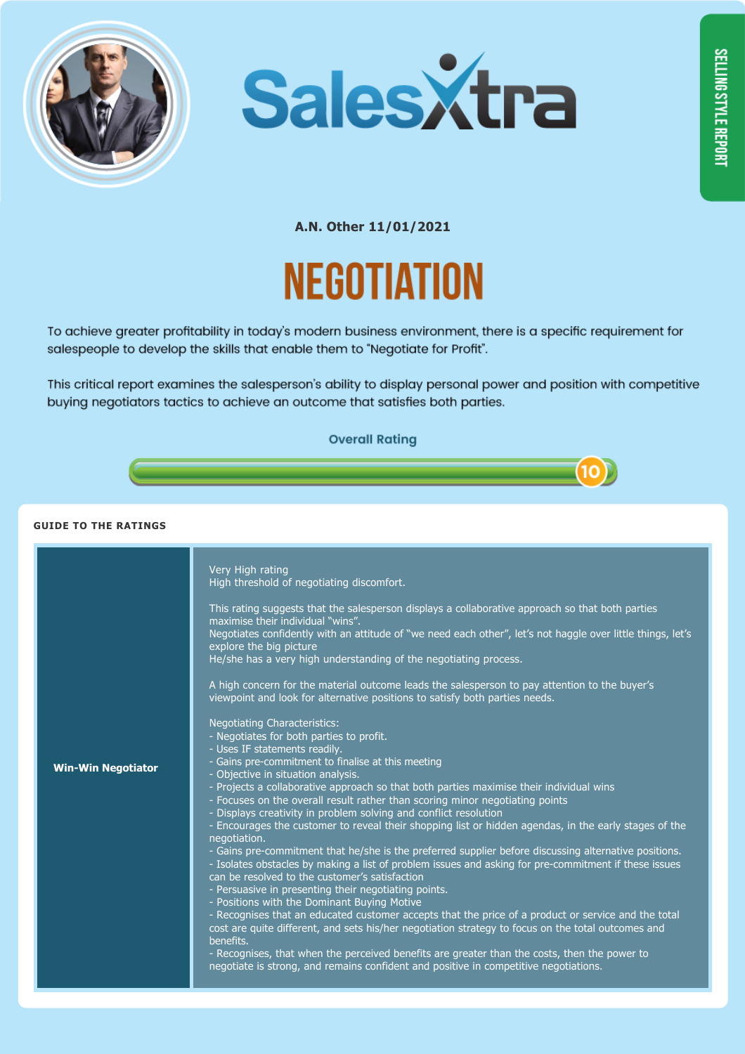SalesXtra

SELLING STYLE REPORT

A.N. Other 11/01/2021

# NEGOTIATION

To achieve greater profitability in today's modern business environment, there is a specific requirement for salespeople to develop the skills that enable them to "Negotiate for Profit".

This critical report examines the salesperson's ability to display personal power and position with competitive buying negotiators tactics to achieve an outcome that satisfies both parties.

Overall Rating

10

## GUIDE TO THE RATINGS

| | |
|---|---|
| **Win-Win Negotiator** | Very High rating<br>High threshold of negotiating discomfort.<br><br>This rating suggests that the salesperson displays a collaborative approach so that both parties maximise their individual "wins".<br>Negotiates confidently with an attitude of "we need each other", let's not haggle over little things, let's explore the big picture<br>He/she has a very high understanding of the negotiating process.<br><br>A high concern for the material outcome leads the salesperson to pay attention to the buyer's viewpoint and look for alternative positions to satisfy both parties needs.<br><br>Negotiating Characteristics:<br>- Negotiates for both parties to profit.<br>- Uses IF statements readily.<br>- Gains pre-commitment to finalise at this meeting<br>- Objective in situation analysis.<br>- Projects a collaborative approach so that both parties maximise their individual wins<br>- Focuses on the overall result rather than scoring minor negotiating points<br>- Displays creativity in problem solving and conflict resolution<br>- Encourages the customer to reveal their shopping list or hidden agendas, in the early stages of the negotiation.<br>- Gains pre-commitment that he/she is the preferred supplier before discussing alternative positions.<br>- Isolates obstacles by making a list of problem issues and asking for pre-commitment if these issues can be resolved to the customer's satisfaction<br>- Persuasive in presenting their negotiating points.<br>- Positions with the Dominant Buying Motive<br>- Recognises that an educated customer accepts that the price of a product or service and the total cost are quite different, and sets his/her negotiation strategy to focus on the total outcomes and benefits.<br>- Recognises, that when the perceived benefits are greater than the costs, then the power to negotiate is strong, and remains confident and positive in competitive negotiations. |